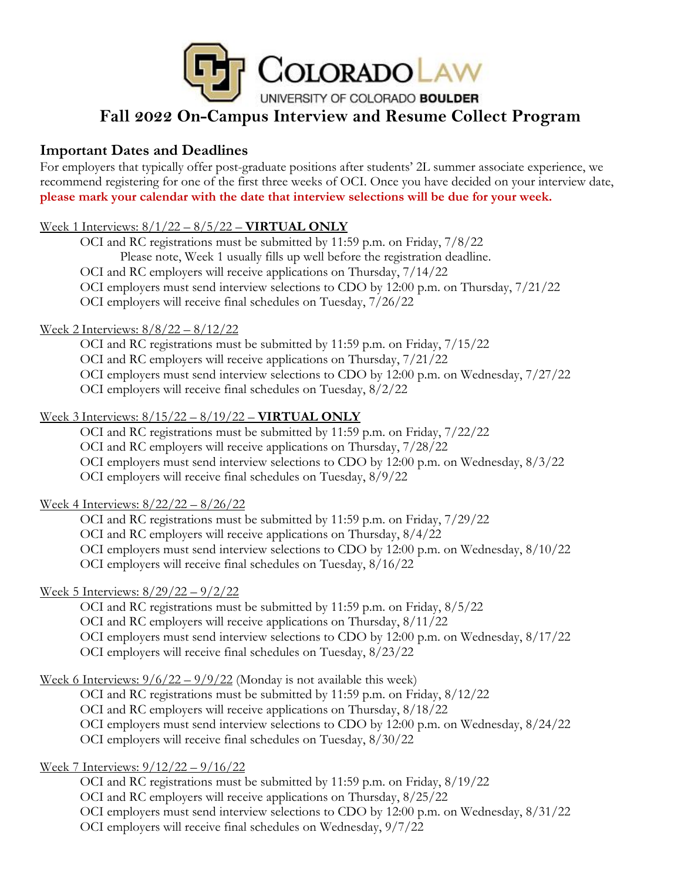# Fall 2022 On-Campus Interview and Resume Collect Program

## Important Dates and Deadlines

For employers that typically offer post-graduate positions after students' 2L summer associate experience, we recommend registering for one of the first three weeks of OCI. Once you have decided on your interview date, **please mark your calendar with the date that interview selections will be due for your week.**

Week 1 Interviews: 8/1/22 – 8/5/22 – **VIRTUAL ONLY**

- OCI and RC registrations must be submitted by 11:59 p.m. on Friday, 7/8/22
  - Please note, Week 1 usually fills up well before the registration deadline.
- OCI and RC employers will receive applications on Thursday, 7/14/22
- OCI employers must send interview selections to CDO by 12:00 p.m. on Thursday, 7/21/22
- OCI employers will receive final schedules on Tuesday, 7/26/22

Week 2 Interviews: 8/8/22 – 8/12/22

- OCI and RC registrations must be submitted by 11:59 p.m. on Friday, 7/15/22
- OCI and RC employers will receive applications on Thursday, 7/21/22
- OCI employers must send interview selections to CDO by 12:00 p.m. on Wednesday, 7/27/22
- OCI employers will receive final schedules on Tuesday, 8/2/22

Week 3 Interviews: 8/15/22 – 8/19/22 – **VIRTUAL ONLY**

- OCI and RC registrations must be submitted by 11:59 p.m. on Friday, 7/22/22
- OCI and RC employers will receive applications on Thursday, 7/28/22
- OCI employers must send interview selections to CDO by 12:00 p.m. on Wednesday, 8/3/22
- OCI employers will receive final schedules on Tuesday, 8/9/22

Week 4 Interviews: 8/22/22 – 8/26/22

- OCI and RC registrations must be submitted by 11:59 p.m. on Friday, 7/29/22
- OCI and RC employers will receive applications on Thursday, 8/4/22
- OCI employers must send interview selections to CDO by 12:00 p.m. on Wednesday, 8/10/22
- OCI employers will receive final schedules on Tuesday, 8/16/22

Week 5 Interviews: 8/29/22 – 9/2/22

- OCI and RC registrations must be submitted by 11:59 p.m. on Friday, 8/5/22
- OCI and RC employers will receive applications on Thursday, 8/11/22
- OCI employers must send interview selections to CDO by 12:00 p.m. on Wednesday, 8/17/22
- OCI employers will receive final schedules on Tuesday, 8/23/22

Week 6 Interviews: 9/6/22 – 9/9/22 (Monday is not available this week)

- OCI and RC registrations must be submitted by 11:59 p.m. on Friday, 8/12/22
- OCI and RC employers will receive applications on Thursday, 8/18/22
- OCI employers must send interview selections to CDO by 12:00 p.m. on Wednesday, 8/24/22
- OCI employers will receive final schedules on Tuesday, 8/30/22

Week 7 Interviews: 9/12/22 – 9/16/22

- OCI and RC registrations must be submitted by 11:59 p.m. on Friday, 8/19/22
- OCI and RC employers will receive applications on Thursday, 8/25/22
- OCI employers must send interview selections to CDO by 12:00 p.m. on Wednesday, 8/31/22
- OCI employers will receive final schedules on Wednesday, 9/7/22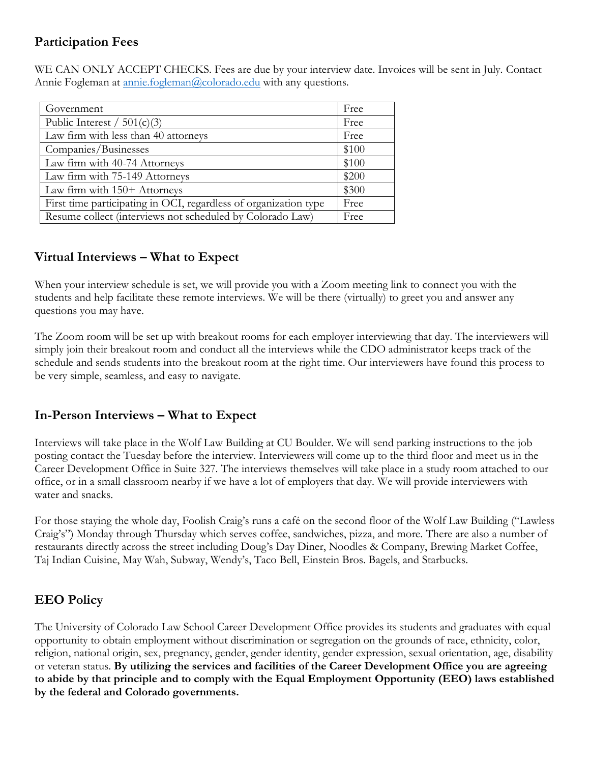## Participation Fees

WE CAN ONLY ACCEPT CHECKS. Fees are due by your interview date. Invoices will be sent in July. Contact Annie Fogleman at annie.fogleman@colorado.edu with any questions.

| | |
|---|---|
| Government | Free |
| Public Interest / 501(c)(3) | Free |
| Law firm with less than 40 attorneys | Free |
| Companies/Businesses | $100 |
| Law firm with 40-74 Attorneys | $100 |
| Law firm with 75-149 Attorneys | $200 |
| Law firm with 150+ Attorneys | $300 |
| First time participating in OCI, regardless of organization type | Free |
| Resume collect (interviews not scheduled by Colorado Law) | Free |

## Virtual Interviews – What to Expect

When your interview schedule is set, we will provide you with a Zoom meeting link to connect you with the students and help facilitate these remote interviews. We will be there (virtually) to greet you and answer any questions you may have.

The Zoom room will be set up with breakout rooms for each employer interviewing that day. The interviewers will simply join their breakout room and conduct all the interviews while the CDO administrator keeps track of the schedule and sends students into the breakout room at the right time. Our interviewers have found this process to be very simple, seamless, and easy to navigate.

## In-Person Interviews – What to Expect

Interviews will take place in the Wolf Law Building at CU Boulder. We will send parking instructions to the job posting contact the Tuesday before the interview. Interviewers will come up to the third floor and meet us in the Career Development Office in Suite 327. The interviews themselves will take place in a study room attached to our office, or in a small classroom nearby if we have a lot of employers that day. We will provide interviewers with water and snacks.

For those staying the whole day, Foolish Craig's runs a café on the second floor of the Wolf Law Building ("Lawless Craig's") Monday through Thursday which serves coffee, sandwiches, pizza, and more. There are also a number of restaurants directly across the street including Doug's Day Diner, Noodles & Company, Brewing Market Coffee, Taj Indian Cuisine, May Wah, Subway, Wendy's, Taco Bell, Einstein Bros. Bagels, and Starbucks.

## EEO Policy

The University of Colorado Law School Career Development Office provides its students and graduates with equal opportunity to obtain employment without discrimination or segregation on the grounds of race, ethnicity, color, religion, national origin, sex, pregnancy, gender, gender identity, gender expression, sexual orientation, age, disability or veteran status. **By utilizing the services and facilities of the Career Development Office you are agreeing to abide by that principle and to comply with the Equal Employment Opportunity (EEO) laws established by the federal and Colorado governments.**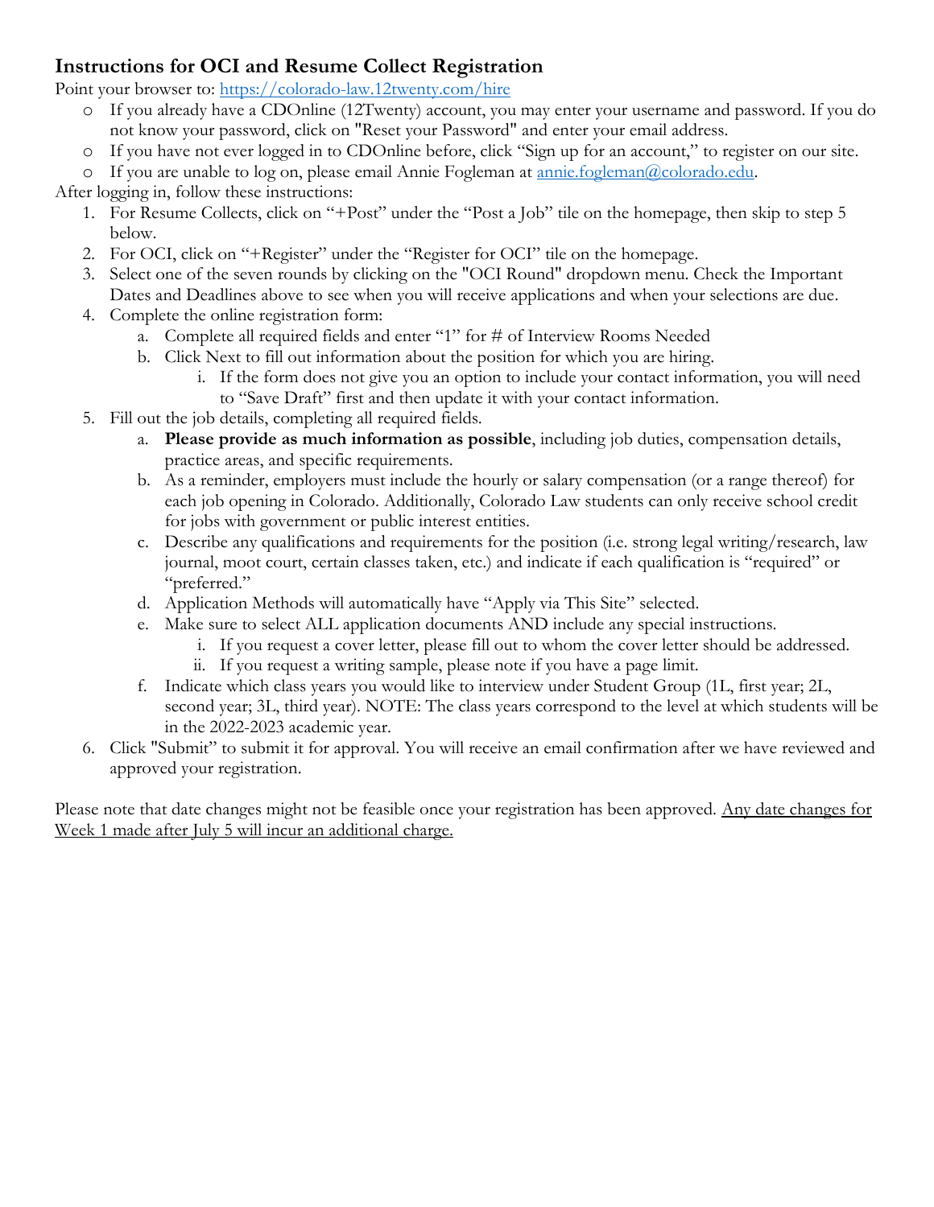## Instructions for OCI and Resume Collect Registration

Point your browser to: https://colorado-law.12twenty.com/hire

- If you already have a CDOnline (12Twenty) account, you may enter your username and password. If you do not know your password, click on "Reset your Password" and enter your email address.
- If you have not ever logged in to CDOnline before, click "Sign up for an account," to register on our site.
- If you are unable to log on, please email Annie Fogleman at annie.fogleman@colorado.edu.

After logging in, follow these instructions:

1. For Resume Collects, click on "+Post" under the "Post a Job" tile on the homepage, then skip to step 5 below.
2. For OCI, click on "+Register" under the "Register for OCI" tile on the homepage.
3. Select one of the seven rounds by clicking on the "OCI Round" dropdown menu. Check the Important Dates and Deadlines above to see when you will receive applications and when your selections are due.
4. Complete the online registration form:
   a. Complete all required fields and enter "1" for # of Interview Rooms Needed
   b. Click Next to fill out information about the position for which you are hiring.
      i. If the form does not give you an option to include your contact information, you will need to "Save Draft" first and then update it with your contact information.
5. Fill out the job details, completing all required fields.
   a. **Please provide as much information as possible**, including job duties, compensation details, practice areas, and specific requirements.
   b. As a reminder, employers must include the hourly or salary compensation (or a range thereof) for each job opening in Colorado. Additionally, Colorado Law students can only receive school credit for jobs with government or public interest entities.
   c. Describe any qualifications and requirements for the position (i.e. strong legal writing/research, law journal, moot court, certain classes taken, etc.) and indicate if each qualification is "required" or "preferred."
   d. Application Methods will automatically have "Apply via This Site" selected.
   e. Make sure to select ALL application documents AND include any special instructions.
      i. If you request a cover letter, please fill out to whom the cover letter should be addressed.
      ii. If you request a writing sample, please note if you have a page limit.
   f. Indicate which class years you would like to interview under Student Group (1L, first year; 2L, second year; 3L, third year). NOTE: The class years correspond to the level at which students will be in the 2022-2023 academic year.
6. Click "Submit" to submit it for approval. You will receive an email confirmation after we have reviewed and approved your registration.

Please note that date changes might not be feasible once your registration has been approved. <u>Any date changes for Week 1 made after July 5 will incur an additional charge.</u>